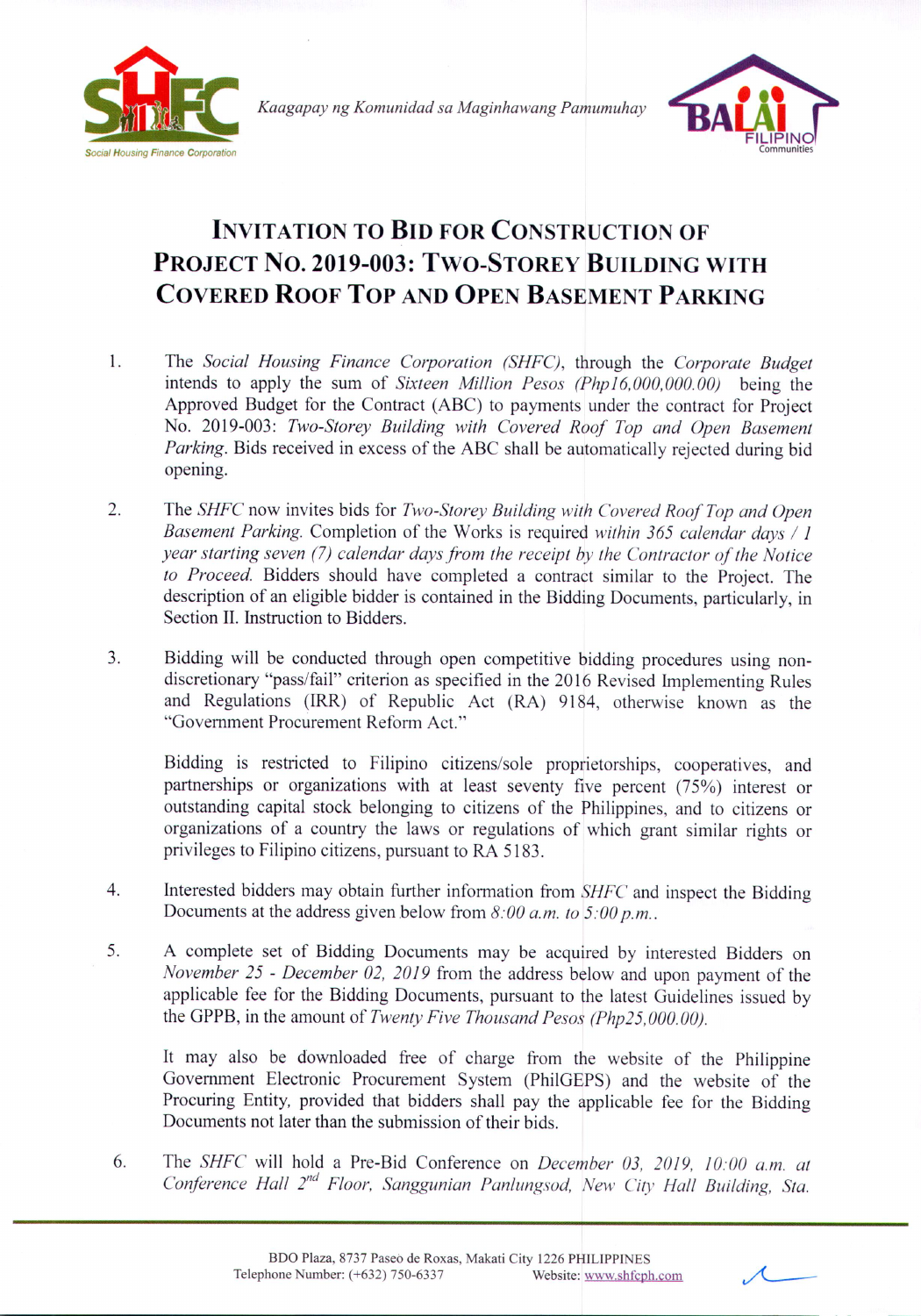Kaagapay ng Komunidad sa Maginhawang Pamumuhay

# INVITATION TO BID FOR CONSTRUCTION OF PROJECT NO. 2019-003: TWO-STOREY BUILDING WITH COVERED ROOF TOP AND OPEN BASEMENT PARKING

1. The *Social Housing Finance Corporation (SHFC)*, through the *Corporate Budget* intends to apply the sum of *Sixteen Million Pesos (Php16,000,000.00)* being the Approved Budget for the Contract (ABC) to payments under the contract for Project No. 2019-003: *Two-Storey Building with Covered Roof Top and Open Basement Parking*. Bids received in excess of the ABC shall be automatically rejected during bid opening.

2. The *SHFC* now invites bids for *Two-Storey Building with Covered Roof Top and Open Basement Parking.* Completion of the Works is required *within 365 calendar days / 1 year starting seven (7) calendar days from the receipt by the Contractor of the Notice to Proceed.* Bidders should have completed a contract similar to the Project. The description of an eligible bidder is contained in the Bidding Documents, particularly, in Section II. Instruction to Bidders.

3. Bidding will be conducted through open competitive bidding procedures using non-discretionary "pass/fail" criterion as specified in the 2016 Revised Implementing Rules and Regulations (IRR) of Republic Act (RA) 9184, otherwise known as the "Government Procurement Reform Act."

   Bidding is restricted to Filipino citizens/sole proprietorships, cooperatives, and partnerships or organizations with at least seventy five percent (75%) interest or outstanding capital stock belonging to citizens of the Philippines, and to citizens or organizations of a country the laws or regulations of which grant similar rights or privileges to Filipino citizens, pursuant to RA 5183.

4. Interested bidders may obtain further information from *SHFC* and inspect the Bidding Documents at the address given below from *8:00 a.m. to 5:00 p.m.*.

5. A complete set of Bidding Documents may be acquired by interested Bidders on *November 25 - December 02, 2019* from the address below and upon payment of the applicable fee for the Bidding Documents, pursuant to the latest Guidelines issued by the GPPB, in the amount of *Twenty Five Thousand Pesos (Php25,000.00).*

   It may also be downloaded free of charge from the website of the Philippine Government Electronic Procurement System (PhilGEPS) and the website of the Procuring Entity, provided that bidders shall pay the applicable fee for the Bidding Documents not later than the submission of their bids.

6. The *SHFC* will hold a Pre-Bid Conference on *December 03, 2019, 10:00 a.m. at Conference Hall 2nd Floor, Sanggunian Panlungsod, New City Hall Building, Sta.*

BDO Plaza, 8737 Paseo de Roxas, Makati City 1226 PHILIPPINES
Telephone Number: (+632) 750-6337 Website: www.shfcph.com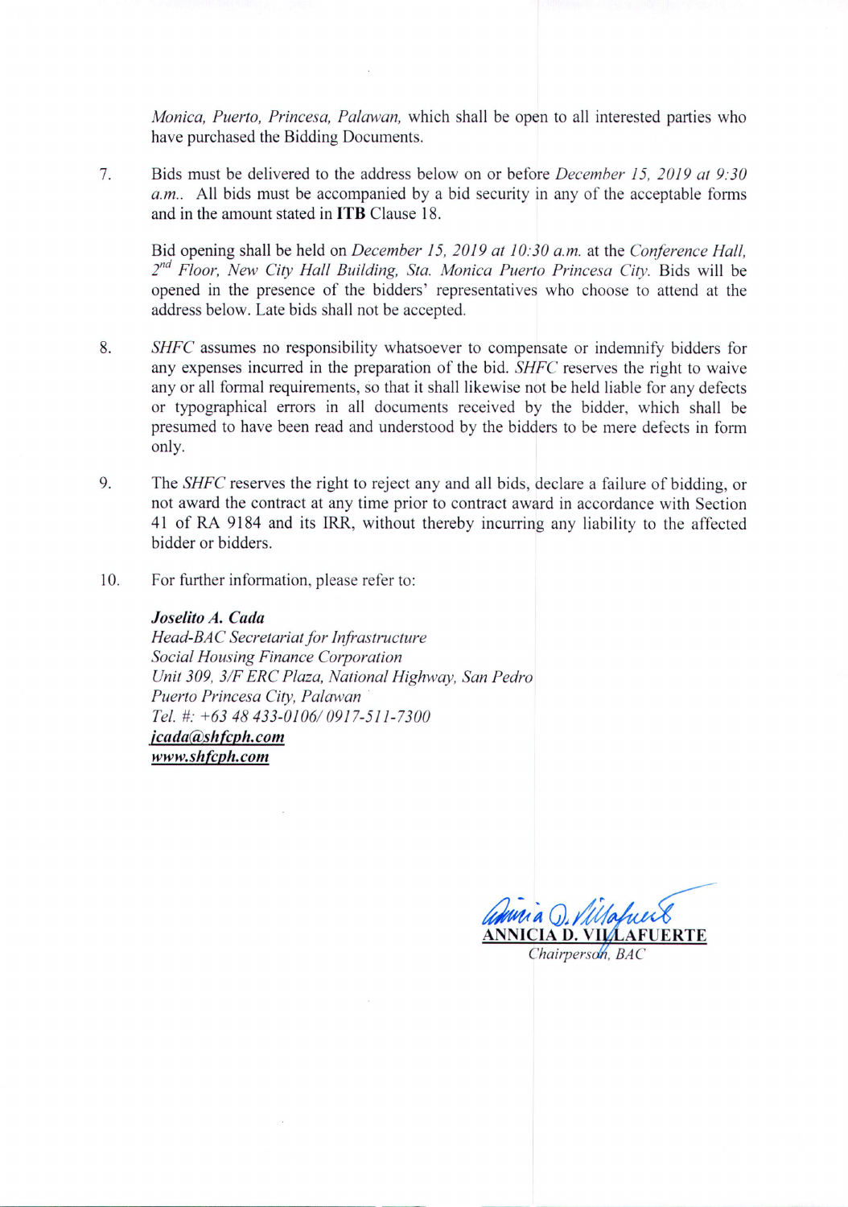*Monica, Puerto, Princesa, Palawan,* which shall be open to all interested parties who have purchased the Bidding Documents.

7. Bids must be delivered to the address below on or before *December 15, 2019 at 9:30 a.m.*. All bids must be accompanied by a bid security in any of the acceptable forms and in the amount stated in **ITB** Clause 18.

   Bid opening shall be held on *December 15, 2019 at 10:30 a.m.* at the *Conference Hall, 2nd Floor, New City Hall Building, Sta. Monica Puerto Princesa City.* Bids will be opened in the presence of the bidders' representatives who choose to attend at the address below. Late bids shall not be accepted.

8. *SHFC* assumes no responsibility whatsoever to compensate or indemnify bidders for any expenses incurred in the preparation of the bid. *SHFC* reserves the right to waive any or all formal requirements, so that it shall likewise not be held liable for any defects or typographical errors in all documents received by the bidder, which shall be presumed to have been read and understood by the bidders to be mere defects in form only.

9. The *SHFC* reserves the right to reject any and all bids, declare a failure of bidding, or not award the contract at any time prior to contract award in accordance with Section 41 of RA 9184 and its IRR, without thereby incurring any liability to the affected bidder or bidders.

10. For further information, please refer to:

    ***Joselito A. Cada***
    *Head-BAC Secretariat for Infrastructure*
    *Social Housing Finance Corporation*
    *Unit 309, 3/F ERC Plaza, National Highway, San Pedro*
    *Puerto Princesa City, Palawan*
    *Tel. #: +63 48 433-0106/ 0917-511-7300*
    ***jcada@shfcph.com***
    ***www.shfcph.com***

**ANNICIA D. VILLAFUERTE**
*Chairperson, BAC*